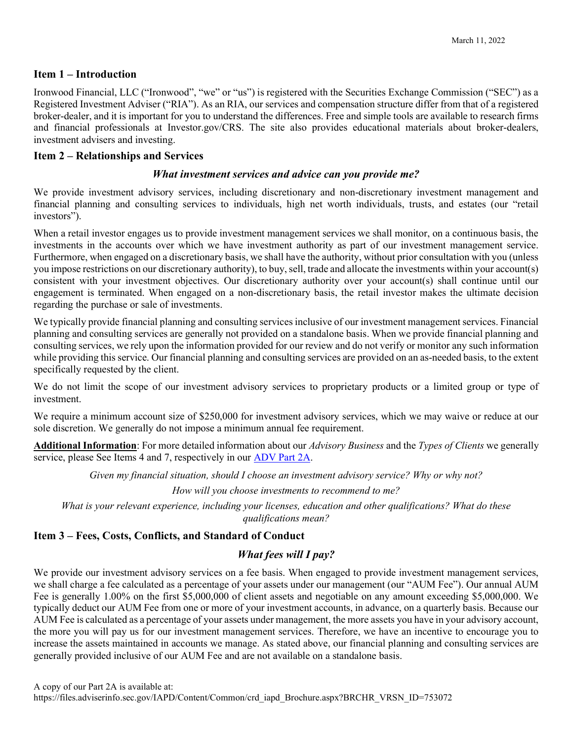March 11, 2022

## Item 1 – Introduction

Ironwood Financial, LLC ("Ironwood", "we" or "us") is registered with the Securities Exchange Commission ("SEC") as a Registered Investment Adviser ("RIA"). As an RIA, our services and compensation structure differ from that of a registered broker-dealer, and it is important for you to understand the differences. Free and simple tools are available to research firms and financial professionals at Investor.gov/CRS. The site also provides educational materials about broker-dealers, investment advisers and investing.

## Item 2 – Relationships and Services

### *What investment services and advice can you provide me?*

We provide investment advisory services, including discretionary and non-discretionary investment management and financial planning and consulting services to individuals, high net worth individuals, trusts, and estates (our "retail investors").

When a retail investor engages us to provide investment management services we shall monitor, on a continuous basis, the investments in the accounts over which we have investment authority as part of our investment management service. Furthermore, when engaged on a discretionary basis, we shall have the authority, without prior consultation with you (unless you impose restrictions on our discretionary authority), to buy, sell, trade and allocate the investments within your account(s) consistent with your investment objectives. Our discretionary authority over your account(s) shall continue until our engagement is terminated. When engaged on a non-discretionary basis, the retail investor makes the ultimate decision regarding the purchase or sale of investments.

We typically provide financial planning and consulting services inclusive of our investment management services. Financial planning and consulting services are generally not provided on a standalone basis. When we provide financial planning and consulting services, we rely upon the information provided for our review and do not verify or monitor any such information while providing this service. Our financial planning and consulting services are provided on an as-needed basis, to the extent specifically requested by the client.

We do not limit the scope of our investment advisory services to proprietary products or a limited group or type of investment.

We require a minimum account size of $250,000 for investment advisory services, which we may waive or reduce at our sole discretion. We generally do not impose a minimum annual fee requirement.

**Additional Information**: For more detailed information about our *Advisory Business* and the *Types of Clients* we generally service, please See Items 4 and 7, respectively in our [ADV Part 2A](https://files.adviserinfo.sec.gov/IAPD/Content/Common/crd_iapd_Brochure.aspx?BRCHR_VRSN_ID=753072).

*Given my financial situation, should I choose an investment advisory service? Why or why not?*

*How will you choose investments to recommend to me?*

*What is your relevant experience, including your licenses, education and other qualifications? What do these qualifications mean?*

## Item 3 – Fees, Costs, Conflicts, and Standard of Conduct

### *What fees will I pay?*

We provide our investment advisory services on a fee basis. When engaged to provide investment management services, we shall charge a fee calculated as a percentage of your assets under our management (our "AUM Fee"). Our annual AUM Fee is generally 1.00% on the first $5,000,000 of client assets and negotiable on any amount exceeding $5,000,000. We typically deduct our AUM Fee from one or more of your investment accounts, in advance, on a quarterly basis. Because our AUM Fee is calculated as a percentage of your assets under management, the more assets you have in your advisory account, the more you will pay us for our investment management services. Therefore, we have an incentive to encourage you to increase the assets maintained in accounts we manage. As stated above, our financial planning and consulting services are generally provided inclusive of our AUM Fee and are not available on a standalone basis.

A copy of our Part 2A is available at:
https://files.adviserinfo.sec.gov/IAPD/Content/Common/crd_iapd_Brochure.aspx?BRCHR_VRSN_ID=753072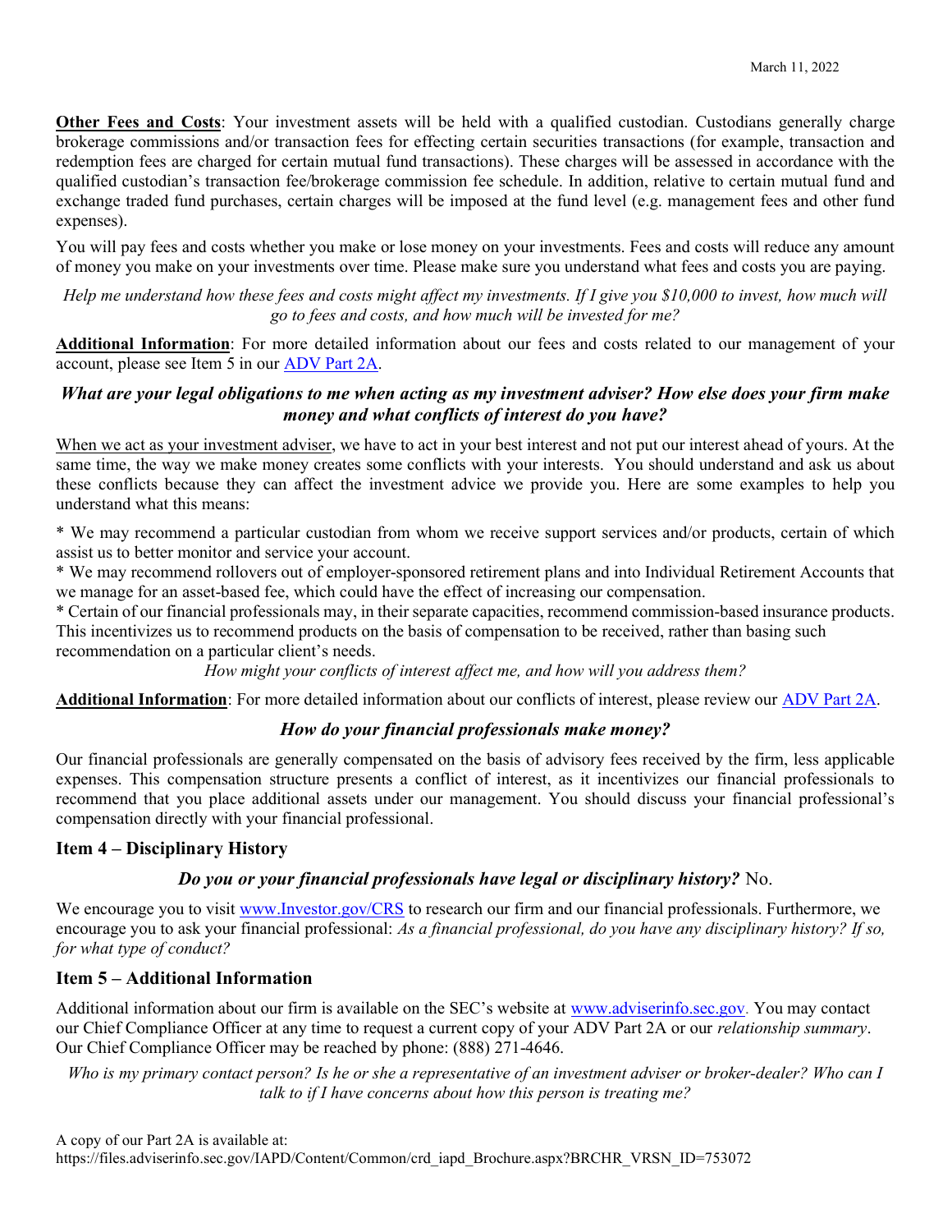**Other Fees and Costs**: Your investment assets will be held with a qualified custodian. Custodians generally charge brokerage commissions and/or transaction fees for effecting certain securities transactions (for example, transaction and redemption fees are charged for certain mutual fund transactions). These charges will be assessed in accordance with the qualified custodian's transaction fee/brokerage commission fee schedule. In addition, relative to certain mutual fund and exchange traded fund purchases, certain charges will be imposed at the fund level (e.g. management fees and other fund expenses).

You will pay fees and costs whether you make or lose money on your investments. Fees and costs will reduce any amount of money you make on your investments over time. Please make sure you understand what fees and costs you are paying.

*Help me understand how these fees and costs might affect my investments. If I give you $10,000 to invest, how much will go to fees and costs, and how much will be invested for me?*

**Additional Information**: For more detailed information about our fees and costs related to our management of your account, please see Item 5 in our ADV Part 2A.

### *What are your legal obligations to me when acting as my investment adviser? How else does your firm make money and what conflicts of interest do you have?*

When we act as your investment adviser, we have to act in your best interest and not put our interest ahead of yours. At the same time, the way we make money creates some conflicts with your interests. You should understand and ask us about these conflicts because they can affect the investment advice we provide you. Here are some examples to help you understand what this means:

* We may recommend a particular custodian from whom we receive support services and/or products, certain of which assist us to better monitor and service your account.
* We may recommend rollovers out of employer-sponsored retirement plans and into Individual Retirement Accounts that we manage for an asset-based fee, which could have the effect of increasing our compensation.
* Certain of our financial professionals may, in their separate capacities, recommend commission-based insurance products. This incentivizes us to recommend products on the basis of compensation to be received, rather than basing such recommendation on a particular client's needs.

*How might your conflicts of interest affect me, and how will you address them?*

**Additional Information**: For more detailed information about our conflicts of interest, please review our ADV Part 2A.

### *How do your financial professionals make money?*

Our financial professionals are generally compensated on the basis of advisory fees received by the firm, less applicable expenses. This compensation structure presents a conflict of interest, as it incentivizes our financial professionals to recommend that you place additional assets under our management. You should discuss your financial professional's compensation directly with your financial professional.

## Item 4 – Disciplinary History

### *Do you or your financial professionals have legal or disciplinary history?* No.

We encourage you to visit www.Investor.gov/CRS to research our firm and our financial professionals. Furthermore, we encourage you to ask your financial professional: *As a financial professional, do you have any disciplinary history? If so, for what type of conduct?*

## Item 5 – Additional Information

Additional information about our firm is available on the SEC's website at www.adviserinfo.sec.gov. You may contact our Chief Compliance Officer at any time to request a current copy of your ADV Part 2A or our *relationship summary*. Our Chief Compliance Officer may be reached by phone: (888) 271-4646.

*Who is my primary contact person? Is he or she a representative of an investment adviser or broker-dealer? Who can I talk to if I have concerns about how this person is treating me?*

A copy of our Part 2A is available at:
https://files.adviserinfo.sec.gov/IAPD/Content/Common/crd_iapd_Brochure.aspx?BRCHR_VRSN_ID=753072